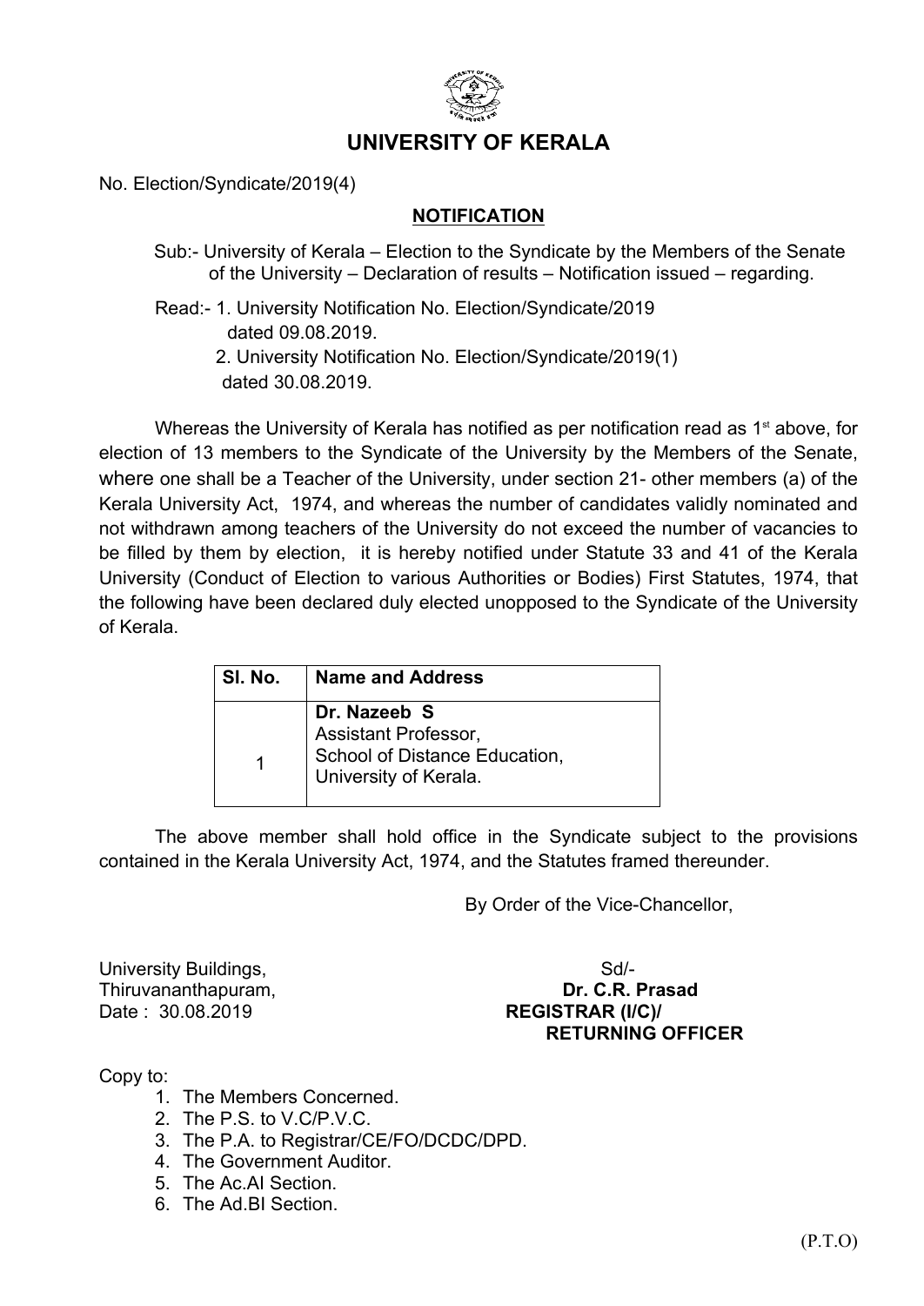# UNIVERSITY OF KERALA

No. Election/Syndicate/2019(4)

## NOTIFICATION

Sub:- University of Kerala – Election to the Syndicate by the Members of the Senate of the University – Declaration of results – Notification issued – regarding.

Read:- 1. University Notification No. Election/Syndicate/2019 dated 09.08.2019.
2. University Notification No. Election/Syndicate/2019(1) dated 30.08.2019.

Whereas the University of Kerala has notified as per notification read as 1st above, for election of 13 members to the Syndicate of the University by the Members of the Senate, where one shall be a Teacher of the University, under section 21- other members (a) of the Kerala University Act, 1974, and whereas the number of candidates validly nominated and not withdrawn among teachers of the University do not exceed the number of vacancies to be filled by them by election, it is hereby notified under Statute 33 and 41 of the Kerala University (Conduct of Election to various Authorities or Bodies) First Statutes, 1974, that the following have been declared duly elected unopposed to the Syndicate of the University of Kerala.

| Sl. No. | Name and Address |
|---|---|
| 1 | **Dr. Nazeeb S**<br>Assistant Professor,<br>School of Distance Education,<br>University of Kerala. |

The above member shall hold office in the Syndicate subject to the provisions contained in the Kerala University Act, 1974, and the Statutes framed thereunder.

By Order of the Vice-Chancellor,

University Buildings,
Thiruvananthapuram,
Date : 30.08.2019

Sd/-
**Dr. C.R. Prasad**
**REGISTRAR (I/C)/**
**RETURNING OFFICER**

Copy to:

1. The Members Concerned.
2. The P.S. to V.C/P.V.C.
3. The P.A. to Registrar/CE/FO/DCDC/DPD.
4. The Government Auditor.
5. The Ac.AI Section.
6. The Ad.BI Section.

(P.T.O)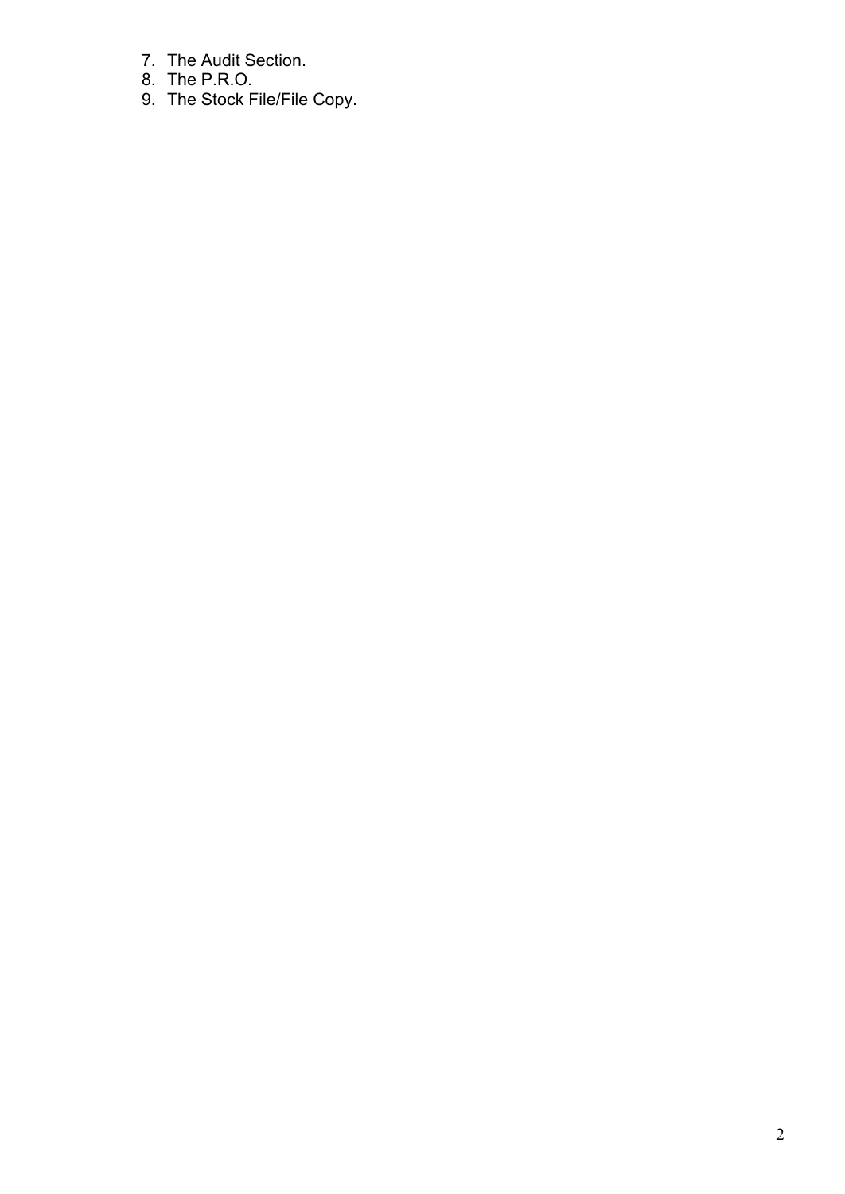7. The Audit Section.
8. The P.R.O.
9. The Stock File/File Copy.